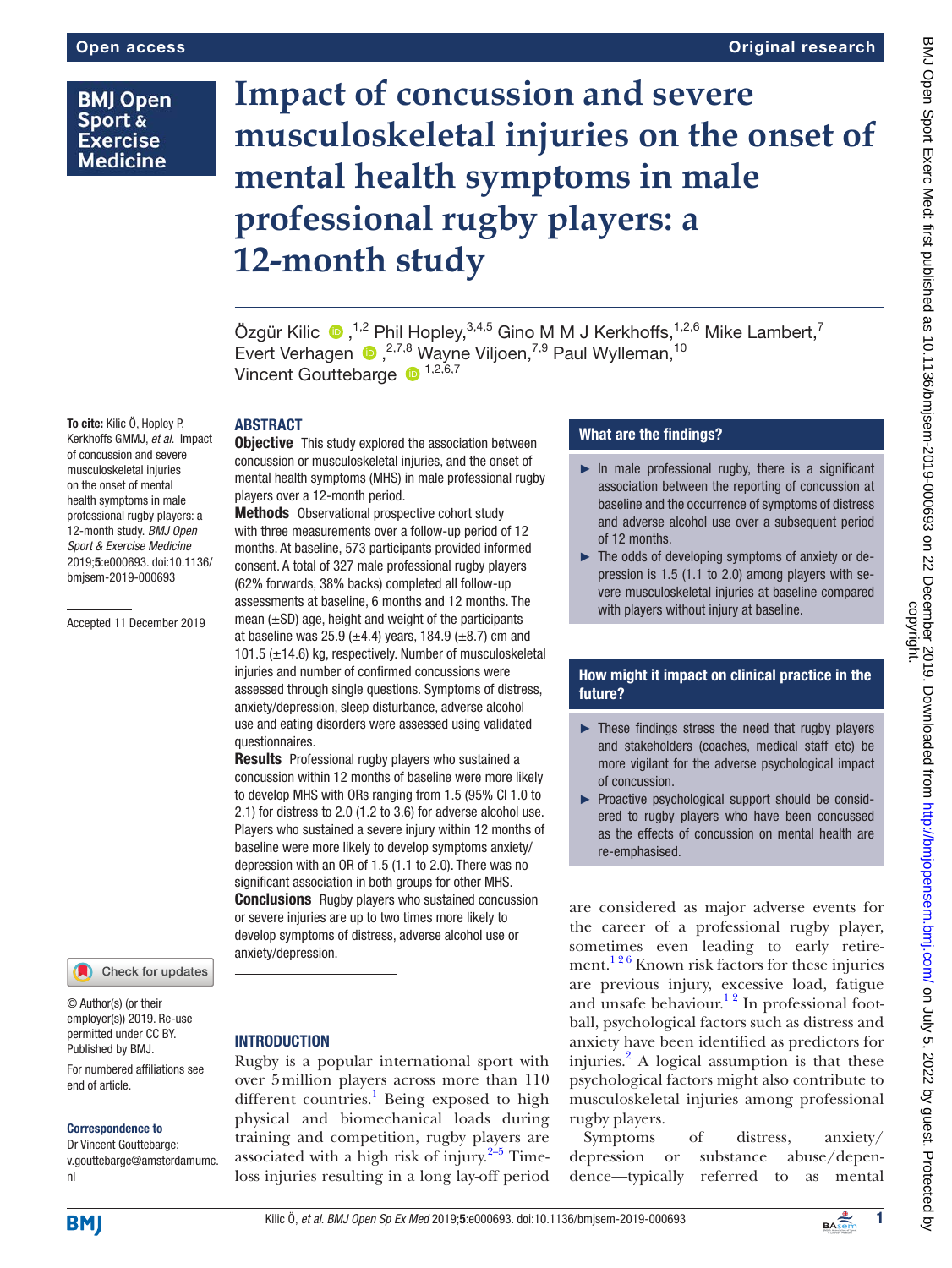Open access

Original research

# Impact of concussion and severe musculoskeletal injuries on the onset of mental health symptoms in male professional rugby players: a 12-month study

Özgür Kilic,[1,2] Phil Hopley,[3,4,5] Gino M M J Kerkhoffs,[1,2,6] Mike Lambert,[7] Evert Verhagen,[2,7,8] Wayne Viljoen,[7,9] Paul Wylleman,[10] Vincent Gouttebarge[1,2,6,7]

**To cite:** Kilic Ö, Hopley P, Kerkhoffs GMMJ, *et al*. Impact of concussion and severe musculoskeletal injuries on the onset of mental health symptoms in male professional rugby players: a 12-month study. *BMJ Open Sport & Exercise Medicine* 2019;**5**:e000693. doi:10.1136/bmjsem-2019-000693

Accepted 11 December 2019

© Author(s) (or their employer(s)) 2019. Re-use permitted under CC BY. Published by BMJ.

For numbered affiliations see end of article.

**Correspondence to**
Dr Vincent Gouttebarge; v.gouttebarge@amsterdamumc.nl

## ABSTRACT

**Objective** This study explored the association between concussion or musculoskeletal injuries, and the onset of mental health symptoms (MHS) in male professional rugby players over a 12-month period.

**Methods** Observational prospective cohort study with three measurements over a follow-up period of 12 months. At baseline, 573 participants provided informed consent. A total of 327 male professional rugby players (62% forwards, 38% backs) completed all follow-up assessments at baseline, 6 months and 12 months. The mean (±SD) age, height and weight of the participants at baseline was 25.9 (±4.4) years, 184.9 (±8.7) cm and 101.5 (±14.6) kg, respectively. Number of musculoskeletal injuries and number of confirmed concussions were assessed through single questions. Symptoms of distress, anxiety/depression, sleep disturbance, adverse alcohol use and eating disorders were assessed using validated questionnaires.

**Results** Professional rugby players who sustained a concussion within 12 months of baseline were more likely to develop MHS with ORs ranging from 1.5 (95% CI 1.0 to 2.1) for distress to 2.0 (1.2 to 3.6) for adverse alcohol use. Players who sustained a severe injury within 12 months of baseline were more likely to develop symptoms anxiety/depression with an OR of 1.5 (1.1 to 2.0). There was no significant association in both groups for other MHS.

**Conclusions** Rugby players who sustained concussion or severe injuries are up to two times more likely to develop symptoms of distress, adverse alcohol use or anxiety/depression.

### What are the findings?

- In male professional rugby, there is a significant association between the reporting of concussion at baseline and the occurrence of symptoms of distress and adverse alcohol use over a subsequent period of 12 months.
- The odds of developing symptoms of anxiety or depression is 1.5 (1.1 to 2.0) among players with severe musculoskeletal injuries at baseline compared with players without injury at baseline.

### How might it impact on clinical practice in the future?

- These findings stress the need that rugby players and stakeholders (coaches, medical staff etc) be more vigilant for the adverse psychological impact of concussion.
- Proactive psychological support should be considered to rugby players who have been concussed as the effects of concussion on mental health are re-emphasised.

## INTRODUCTION

Rugby is a popular international sport with over 5 million players across more than 110 different countries.[1] Being exposed to high physical and biomechanical loads during training and competition, rugby players are associated with a high risk of injury.[2–5] Time-loss injuries resulting in a long lay-off period are considered as major adverse events for the career of a professional rugby player, sometimes even leading to early retirement.[1 2 6] Known risk factors for these injuries are previous injury, excessive load, fatigue and unsafe behaviour.[1 2] In professional football, psychological factors such as distress and anxiety have been identified as predictors for injuries.[2] A logical assumption is that these psychological factors might also contribute to musculoskeletal injuries among professional rugby players.

Symptoms of distress, anxiety/depression or substance abuse/dependence—typically referred to as mental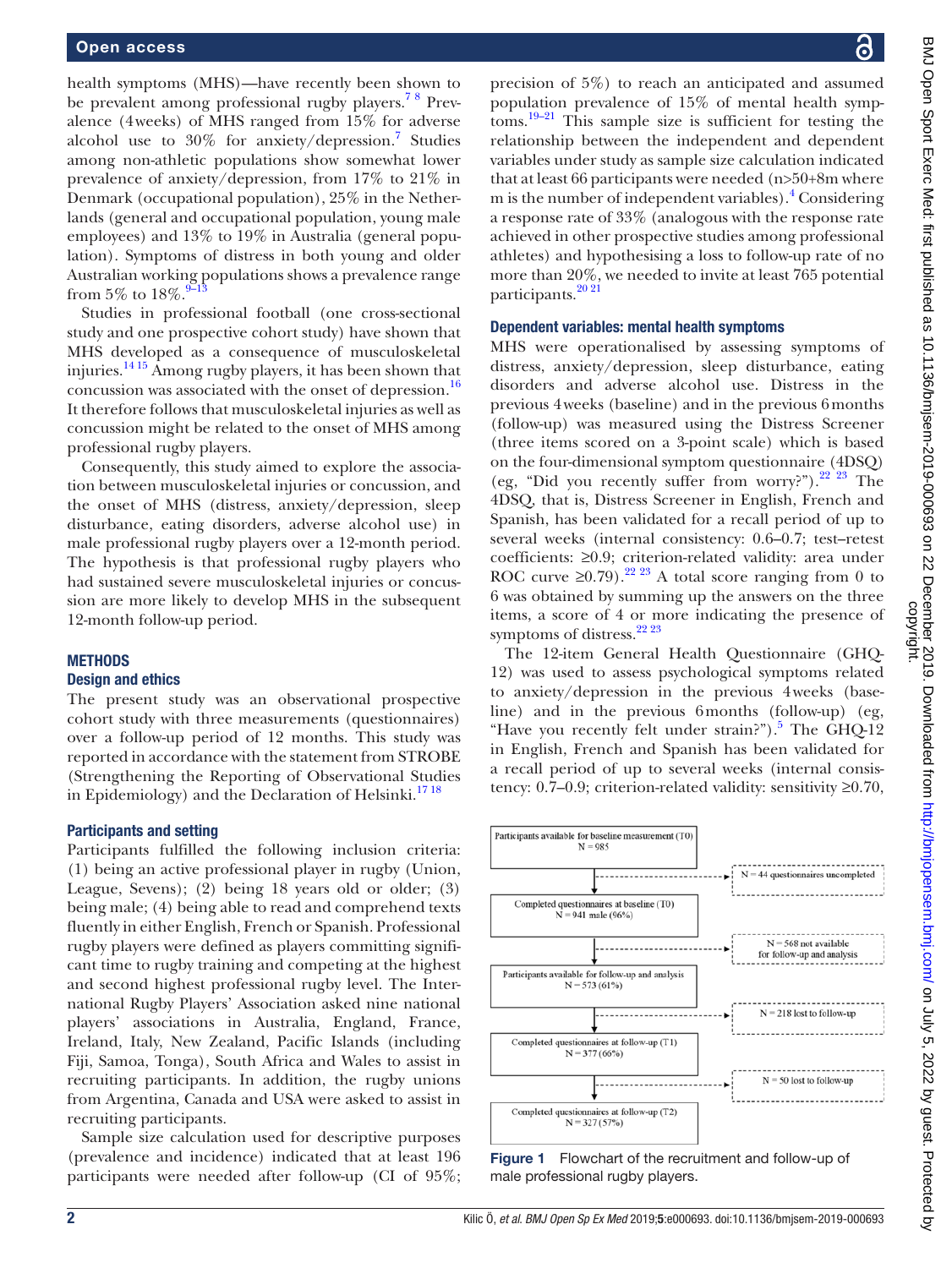health symptoms (MHS)—have recently been shown to be prevalent among professional rugby players.[7 8] Prevalence (4weeks) of MHS ranged from 15% for adverse alcohol use to 30% for anxiety/depression.[7] Studies among non-athletic populations show somewhat lower prevalence of anxiety/depression, from 17% to 21% in Denmark (occupational population), 25% in the Netherlands (general and occupational population, young male employees) and 13% to 19% in Australia (general population). Symptoms of distress in both young and older Australian working populations shows a prevalence range from 5% to 18%.[9–13]

Studies in professional football (one cross-sectional study and one prospective cohort study) have shown that MHS developed as a consequence of musculoskeletal injuries.[14 15] Among rugby players, it has been shown that concussion was associated with the onset of depression.[16] It therefore follows that musculoskeletal injuries as well as concussion might be related to the onset of MHS among professional rugby players.

Consequently, this study aimed to explore the association between musculoskeletal injuries or concussion, and the onset of MHS (distress, anxiety/depression, sleep disturbance, eating disorders, adverse alcohol use) in male professional rugby players over a 12-month period. The hypothesis is that professional rugby players who had sustained severe musculoskeletal injuries or concussion are more likely to develop MHS in the subsequent 12-month follow-up period.

## METHODS

### Design and ethics

The present study was an observational prospective cohort study with three measurements (questionnaires) over a follow-up period of 12 months. This study was reported in accordance with the statement from STROBE (Strengthening the Reporting of Observational Studies in Epidemiology) and the Declaration of Helsinki.[17 18]

### Participants and setting

Participants fulfilled the following inclusion criteria: (1) being an active professional player in rugby (Union, League, Sevens); (2) being 18 years old or older; (3) being male; (4) being able to read and comprehend texts fluently in either English, French or Spanish. Professional rugby players were defined as players committing significant time to rugby training and competing at the highest and second highest professional rugby level. The International Rugby Players' Association asked nine national players' associations in Australia, England, France, Ireland, Italy, New Zealand, Pacific Islands (including Fiji, Samoa, Tonga), South Africa and Wales to assist in recruiting participants. In addition, the rugby unions from Argentina, Canada and USA were asked to assist in recruiting participants.

Sample size calculation used for descriptive purposes (prevalence and incidence) indicated that at least 196 participants were needed after follow-up (CI of 95%; precision of 5%) to reach an anticipated and assumed population prevalence of 15% of mental health symptoms.[19–21] This sample size is sufficient for testing the relationship between the independent and dependent variables under study as sample size calculation indicated that at least 66 participants were needed ($n>50+8m$ where m is the number of independent variables).[4] Considering a response rate of 33% (analogous with the response rate achieved in other prospective studies among professional athletes) and hypothesising a loss to follow-up rate of no more than 20%, we needed to invite at least 765 potential participants.[20 21]

### Dependent variables: mental health symptoms

MHS were operationalised by assessing symptoms of distress, anxiety/depression, sleep disturbance, eating disorders and adverse alcohol use. Distress in the previous 4weeks (baseline) and in the previous 6months (follow-up) was measured using the Distress Screener (three items scored on a 3-point scale) which is based on the four-dimensional symptom questionnaire (4DSQ) (eg, "Did you recently suffer from worry?").[22 23] The 4DSQ, that is, Distress Screener in English, French and Spanish, has been validated for a recall period of up to several weeks (internal consistency: 0.6–0.7; test–retest coefficients: ≥0.9; criterion-related validity: area under ROC curve ≥0.79).[22 23] A total score ranging from 0 to 6 was obtained by summing up the answers on the three items, a score of 4 or more indicating the presence of symptoms of distress.[22 23]

The 12-item General Health Questionnaire (GHQ-12) was used to assess psychological symptoms related to anxiety/depression in the previous 4weeks (baseline) and in the previous 6months (follow-up) (eg, "Have you recently felt under strain?").[5] The GHQ-12 in English, French and Spanish has been validated for a recall period of up to several weeks (internal consistency: 0.7–0.9; criterion-related validity: sensitivity ≥0.70,

Participants available for baseline measurement (T0) N = 985
→ N = 44 questionnaires uncompleted
Completed questionnaires at baseline (T0) N = 941 male (96%)
→ N = 568 not available for follow-up and analysis
Participants available for follow-up and analysis N = 573 (61%)
→ N = 218 lost to follow-up
Completed questionnaires at follow-up (T1) N = 377 (66%)
→ N = 50 lost to follow-up
Completed questionnaires at follow-up (T2) N = 327 (57%)

Figure 1 Flowchart of the recruitment and follow-up of male professional rugby players.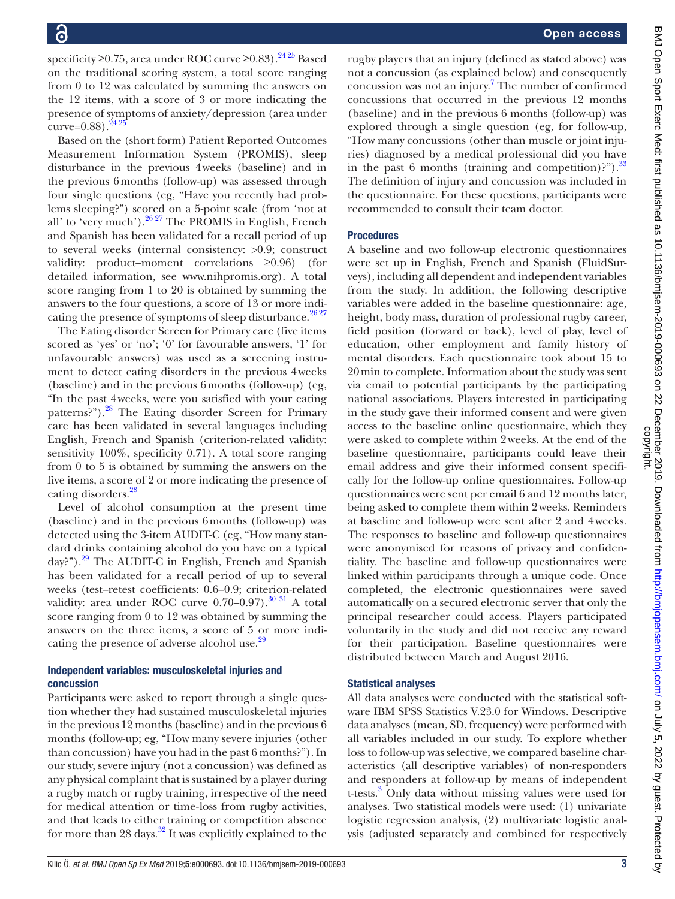specificity ≥0.75, area under ROC curve ≥0.83).[24 25] Based on the traditional scoring system, a total score ranging from 0 to 12 was calculated by summing the answers on the 12 items, with a score of 3 or more indicating the presence of symptoms of anxiety/depression (area under curve=0.88).[24 25]

Based on the (short form) Patient Reported Outcomes Measurement Information System (PROMIS), sleep disturbance in the previous 4 weeks (baseline) and in the previous 6 months (follow-up) was assessed through four single questions (eg, "Have you recently had problems sleeping?") scored on a 5-point scale (from 'not at all' to 'very much').[26 27] The PROMIS in English, French and Spanish has been validated for a recall period of up to several weeks (internal consistency: >0.9; construct validity: product–moment correlations ≥0.96) (for detailed information, see www.nihpromis.org). A total score ranging from 1 to 20 is obtained by summing the answers to the four questions, a score of 13 or more indicating the presence of symptoms of sleep disturbance.[26 27]

The Eating disorder Screen for Primary care (five items scored as 'yes' or 'no'; '0' for favourable answers, '1' for unfavourable answers) was used as a screening instrument to detect eating disorders in the previous 4 weeks (baseline) and in the previous 6 months (follow-up) (eg, "In the past 4 weeks, were you satisfied with your eating patterns?").[28] The Eating disorder Screen for Primary care has been validated in several languages including English, French and Spanish (criterion-related validity: sensitivity 100%, specificity 0.71). A total score ranging from 0 to 5 is obtained by summing the answers on the five items, a score of 2 or more indicating the presence of eating disorders.[28]

Level of alcohol consumption at the present time (baseline) and in the previous 6 months (follow-up) was detected using the 3-item AUDIT-C (eg, "How many standard drinks containing alcohol do you have on a typical day?").[29] The AUDIT-C in English, French and Spanish has been validated for a recall period of up to several weeks (test–retest coefficients: 0.6–0.9; criterion-related validity: area under ROC curve 0.70–0.97).[30 31] A total score ranging from 0 to 12 was obtained by summing the answers on the three items, a score of 5 or more indicating the presence of adverse alcohol use.[29]

### Independent variables: musculoskeletal injuries and concussion

Participants were asked to report through a single question whether they had sustained musculoskeletal injuries in the previous 12 months (baseline) and in the previous 6 months (follow-up; eg, "How many severe injuries (other than concussion) have you had in the past 6 months?"). In our study, severe injury (not a concussion) was defined as any physical complaint that is sustained by a player during a rugby match or rugby training, irrespective of the need for medical attention or time-loss from rugby activities, and that leads to either training or competition absence for more than 28 days.[32] It was explicitly explained to the rugby players that an injury (defined as stated above) was not a concussion (as explained below) and consequently concussion was not an injury.[7] The number of confirmed concussions that occurred in the previous 12 months (baseline) and in the previous 6 months (follow-up) was explored through a single question (eg, for follow-up, "How many concussions (other than muscle or joint injuries) diagnosed by a medical professional did you have in the past 6 months (training and competition)?").[33] The definition of injury and concussion was included in the questionnaire. For these questions, participants were recommended to consult their team doctor.

### Procedures

A baseline and two follow-up electronic questionnaires were set up in English, French and Spanish (FluidSurveys), including all dependent and independent variables from the study. In addition, the following descriptive variables were added in the baseline questionnaire: age, height, body mass, duration of professional rugby career, field position (forward or back), level of play, level of education, other employment and family history of mental disorders. Each questionnaire took about 15 to 20 min to complete. Information about the study was sent via email to potential participants by the participating national associations. Players interested in participating in the study gave their informed consent and were given access to the baseline online questionnaire, which they were asked to complete within 2 weeks. At the end of the baseline questionnaire, participants could leave their email address and give their informed consent specifically for the follow-up online questionnaires. Follow-up questionnaires were sent per email 6 and 12 months later, being asked to complete them within 2 weeks. Reminders at baseline and follow-up were sent after 2 and 4 weeks. The responses to baseline and follow-up questionnaires were anonymised for reasons of privacy and confidentiality. The baseline and follow-up questionnaires were linked within participants through a unique code. Once completed, the electronic questionnaires were saved automatically on a secured electronic server that only the principal researcher could access. Players participated voluntarily in the study and did not receive any reward for their participation. Baseline questionnaires were distributed between March and August 2016.

### Statistical analyses

All data analyses were conducted with the statistical software IBM SPSS Statistics V.23.0 for Windows. Descriptive data analyses (mean, SD, frequency) were performed with all variables included in our study. To explore whether loss to follow-up was selective, we compared baseline characteristics (all descriptive variables) of non-responders and responders at follow-up by means of independent t-tests.[3] Only data without missing values were used for analyses. Two statistical models were used: (1) univariate logistic regression analysis, (2) multivariate logistic analysis (adjusted separately and combined for respectively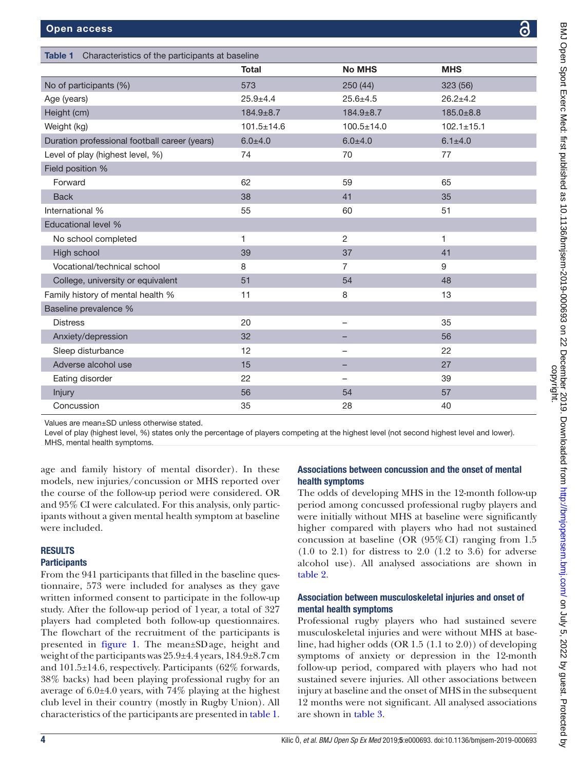**Table 1** Characteristics of the participants at baseline

| | Total | No MHS | MHS |
|---|---|---|---|
| No of participants (%) | 573 | 250 (44) | 323 (56) |
| Age (years) | 25.9±4.4 | 25.6±4.5 | 26.2±4.2 |
| Height (cm) | 184.9±8.7 | 184.9±8.7 | 185.0±8.8 |
| Weight (kg) | 101.5±14.6 | 100.5±14.0 | 102.1±15.1 |
| Duration professional football career (years) | 6.0±4.0 | 6.0±4.0 | 6.1±4.0 |
| Level of play (highest level, %) | 74 | 70 | 77 |
| Field position % | | | |
| Forward | 62 | 59 | 65 |
| Back | 38 | 41 | 35 |
| International % | 55 | 60 | 51 |
| Educational level % | | | |
| No school completed | 1 | 2 | 1 |
| High school | 39 | 37 | 41 |
| Vocational/technical school | 8 | 7 | 9 |
| College, university or equivalent | 51 | 54 | 48 |
| Family history of mental health % | 11 | 8 | 13 |
| Baseline prevalence % | | | |
| Distress | 20 | – | 35 |
| Anxiety/depression | 32 | – | 56 |
| Sleep disturbance | 12 | – | 22 |
| Adverse alcohol use | 15 | – | 27 |
| Eating disorder | 22 | – | 39 |
| Injury | 56 | 54 | 57 |
| Concussion | 35 | 28 | 40 |

Values are mean±SD unless otherwise stated.
Level of play (highest level, %) states only the percentage of players competing at the highest level (not second highest level and lower).
MHS, mental health symptoms.

age and family history of mental disorder). In these models, new injuries/concussion or MHS reported over the course of the follow-up period were considered. OR and 95% CI were calculated. For this analysis, only participants without a given mental health symptom at baseline were included.

## RESULTS

### Participants

From the 941 participants that filled in the baseline questionnaire, 573 were included for analyses as they gave written informed consent to participate in the follow-up study. After the follow-up period of 1 year, a total of 327 players had completed both follow-up questionnaires. The flowchart of the recruitment of the participants is presented in figure 1. The mean±SD age, height and weight of the participants was 25.9±4.4 years, 184.9±8.7 cm and 101.5±14.6, respectively. Participants (62% forwards, 38% backs) had been playing professional rugby for an average of 6.0±4.0 years, with 74% playing at the highest club level in their country (mostly in Rugby Union). All characteristics of the participants are presented in table 1.

### Associations between concussion and the onset of mental health symptoms

The odds of developing MHS in the 12-month follow-up period among concussed professional rugby players and were initially without MHS at baseline were significantly higher compared with players who had not sustained concussion at baseline (OR (95% CI) ranging from 1.5 (1.0 to 2.1) for distress to 2.0 (1.2 to 3.6) for adverse alcohol use). All analysed associations are shown in table 2.

### Association between musculoskeletal injuries and onset of mental health symptoms

Professional rugby players who had sustained severe musculoskeletal injuries and were without MHS at baseline, had higher odds (OR 1.5 (1.1 to 2.0)) of developing symptoms of anxiety or depression in the 12-month follow-up period, compared with players who had not sustained severe injuries. All other associations between injury at baseline and the onset of MHS in the subsequent 12 months were not significant. All analysed associations are shown in table 3.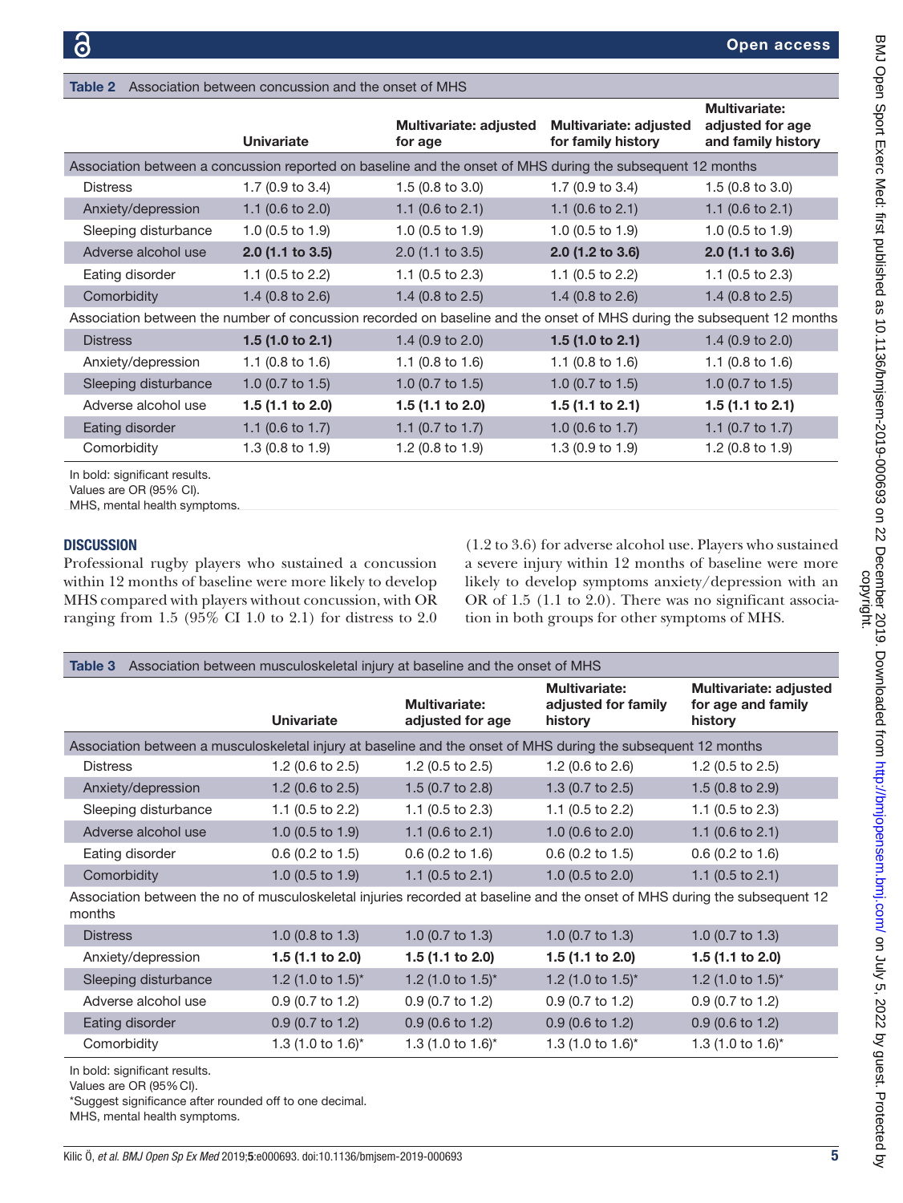**Table 2** Association between concussion and the onset of MHS

| | Univariate | Multivariate: adjusted for age | Multivariate: adjusted for family history | Multivariate: adjusted for age and family history |
|---|---|---|---|---|
| Association between a concussion reported on baseline and the onset of MHS during the subsequent 12 months | | | | |
| Distress | 1.7 (0.9 to 3.4) | 1.5 (0.8 to 3.0) | 1.7 (0.9 to 3.4) | 1.5 (0.8 to 3.0) |
| Anxiety/depression | 1.1 (0.6 to 2.0) | 1.1 (0.6 to 2.1) | 1.1 (0.6 to 2.1) | 1.1 (0.6 to 2.1) |
| Sleeping disturbance | 1.0 (0.5 to 1.9) | 1.0 (0.5 to 1.9) | 1.0 (0.5 to 1.9) | 1.0 (0.5 to 1.9) |
| Adverse alcohol use | **2.0 (1.1 to 3.5)** | 2.0 (1.1 to 3.5) | **2.0 (1.2 to 3.6)** | **2.0 (1.1 to 3.6)** |
| Eating disorder | 1.1 (0.5 to 2.2) | 1.1 (0.5 to 2.3) | 1.1 (0.5 to 2.2) | 1.1 (0.5 to 2.3) |
| Comorbidity | 1.4 (0.8 to 2.6) | 1.4 (0.8 to 2.5) | 1.4 (0.8 to 2.6) | 1.4 (0.8 to 2.5) |
| Association between the number of concussion recorded on baseline and the onset of MHS during the subsequent 12 months | | | | |
| Distress | **1.5 (1.0 to 2.1)** | 1.4 (0.9 to 2.0) | **1.5 (1.0 to 2.1)** | 1.4 (0.9 to 2.0) |
| Anxiety/depression | 1.1 (0.8 to 1.6) | 1.1 (0.8 to 1.6) | 1.1 (0.8 to 1.6) | 1.1 (0.8 to 1.6) |
| Sleeping disturbance | 1.0 (0.7 to 1.5) | 1.0 (0.7 to 1.5) | 1.0 (0.7 to 1.5) | 1.0 (0.7 to 1.5) |
| Adverse alcohol use | **1.5 (1.1 to 2.0)** | **1.5 (1.1 to 2.0)** | **1.5 (1.1 to 2.1)** | **1.5 (1.1 to 2.1)** |
| Eating disorder | 1.1 (0.6 to 1.7) | 1.1 (0.7 to 1.7) | 1.0 (0.6 to 1.7) | 1.1 (0.7 to 1.7) |
| Comorbidity | 1.3 (0.8 to 1.9) | 1.2 (0.8 to 1.9) | 1.3 (0.9 to 1.9) | 1.2 (0.8 to 1.9) |

In bold: significant results.
Values are OR (95% CI).
MHS, mental health symptoms.

## DISCUSSION

Professional rugby players who sustained a concussion within 12 months of baseline were more likely to develop MHS compared with players without concussion, with OR ranging from 1.5 (95% CI 1.0 to 2.1) for distress to 2.0 (1.2 to 3.6) for adverse alcohol use. Players who sustained a severe injury within 12 months of baseline were more likely to develop symptoms anxiety/depression with an OR of 1.5 (1.1 to 2.0). There was no significant association in both groups for other symptoms of MHS.

**Table 3** Association between musculoskeletal injury at baseline and the onset of MHS

| | Univariate | Multivariate: adjusted for age | Multivariate: adjusted for family history | Multivariate: adjusted for age and family history |
|---|---|---|---|---|
| Association between a musculoskeletal injury at baseline and the onset of MHS during the subsequent 12 months | | | | |
| Distress | 1.2 (0.6 to 2.5) | 1.2 (0.5 to 2.5) | 1.2 (0.6 to 2.6) | 1.2 (0.5 to 2.5) |
| Anxiety/depression | 1.2 (0.6 to 2.5) | 1.5 (0.7 to 2.8) | 1.3 (0.7 to 2.5) | 1.5 (0.8 to 2.9) |
| Sleeping disturbance | 1.1 (0.5 to 2.2) | 1.1 (0.5 to 2.3) | 1.1 (0.5 to 2.2) | 1.1 (0.5 to 2.3) |
| Adverse alcohol use | 1.0 (0.5 to 1.9) | 1.1 (0.6 to 2.1) | 1.0 (0.6 to 2.0) | 1.1 (0.6 to 2.1) |
| Eating disorder | 0.6 (0.2 to 1.5) | 0.6 (0.2 to 1.6) | 0.6 (0.2 to 1.5) | 0.6 (0.2 to 1.6) |
| Comorbidity | 1.0 (0.5 to 1.9) | 1.1 (0.5 to 2.1) | 1.0 (0.5 to 2.0) | 1.1 (0.5 to 2.1) |
| Association between the no of musculoskeletal injuries recorded at baseline and the onset of MHS during the subsequent 12 months | | | | |
| Distress | 1.0 (0.8 to 1.3) | 1.0 (0.7 to 1.3) | 1.0 (0.7 to 1.3) | 1.0 (0.7 to 1.3) |
| Anxiety/depression | **1.5 (1.1 to 2.0)** | **1.5 (1.1 to 2.0)** | **1.5 (1.1 to 2.0)** | **1.5 (1.1 to 2.0)** |
| Sleeping disturbance | 1.2 (1.0 to 1.5)* | 1.2 (1.0 to 1.5)* | 1.2 (1.0 to 1.5)* | 1.2 (1.0 to 1.5)* |
| Adverse alcohol use | 0.9 (0.7 to 1.2) | 0.9 (0.7 to 1.2) | 0.9 (0.7 to 1.2) | 0.9 (0.7 to 1.2) |
| Eating disorder | 0.9 (0.7 to 1.2) | 0.9 (0.6 to 1.2) | 0.9 (0.6 to 1.2) | 0.9 (0.6 to 1.2) |
| Comorbidity | 1.3 (1.0 to 1.6)* | 1.3 (1.0 to 1.6)* | 1.3 (1.0 to 1.6)* | 1.3 (1.0 to 1.6)* |

In bold: significant results.
Values are OR (95% CI).
*Suggest significance after rounded off to one decimal.
MHS, mental health symptoms.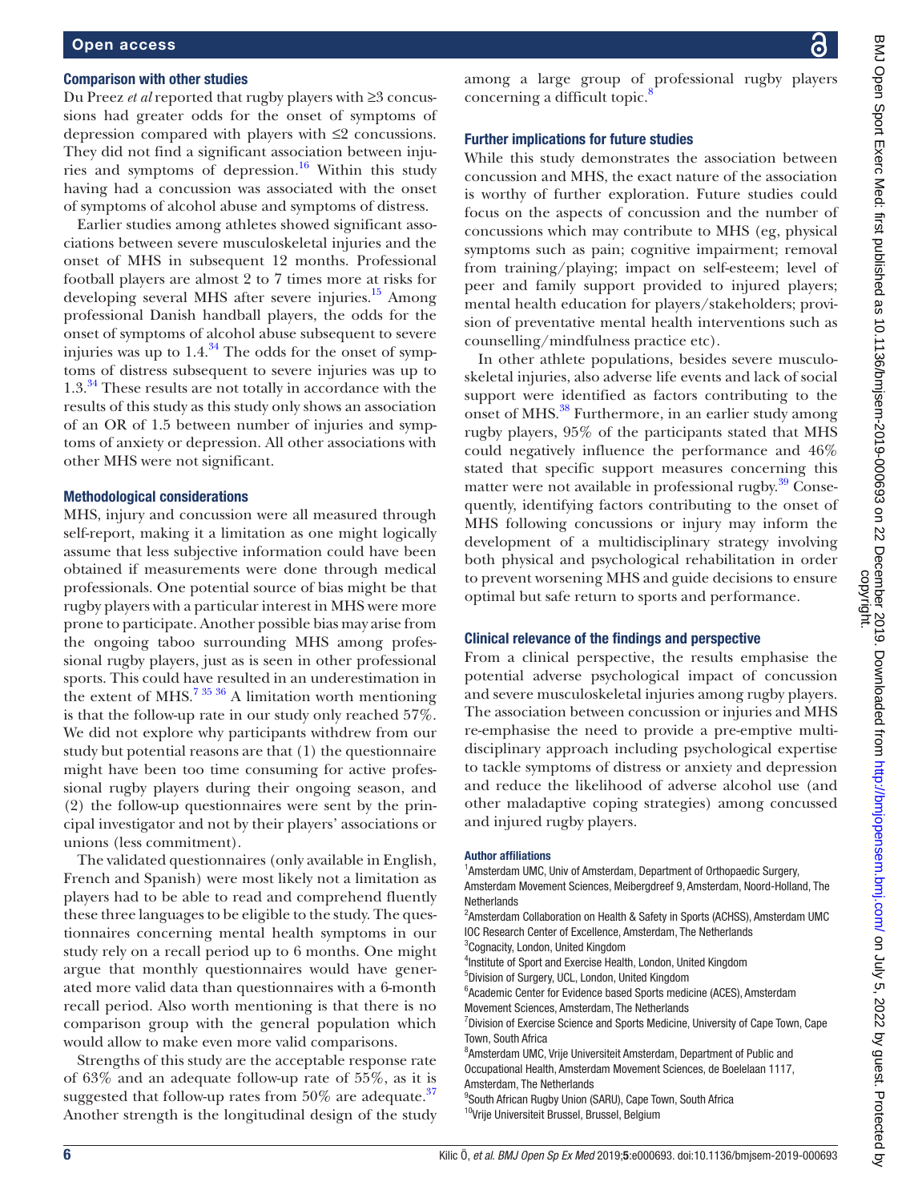### Comparison with other studies

Du Preez *et al* reported that rugby players with ≥3 concussions had greater odds for the onset of symptoms of depression compared with players with ≤2 concussions. They did not find a significant association between injuries and symptoms of depression.[16] Within this study having had a concussion was associated with the onset of symptoms of alcohol abuse and symptoms of distress.

Earlier studies among athletes showed significant associations between severe musculoskeletal injuries and the onset of MHS in subsequent 12 months. Professional football players are almost 2 to 7 times more at risks for developing several MHS after severe injuries.[15] Among professional Danish handball players, the odds for the onset of symptoms of alcohol abuse subsequent to severe injuries was up to 1.4.[34] The odds for the onset of symptoms of distress subsequent to severe injuries was up to 1.3.[34] These results are not totally in accordance with the results of this study as this study only shows an association of an OR of 1.5 between number of injuries and symptoms of anxiety or depression. All other associations with other MHS were not significant.

### Methodological considerations

MHS, injury and concussion were all measured through self-report, making it a limitation as one might logically assume that less subjective information could have been obtained if measurements were done through medical professionals. One potential source of bias might be that rugby players with a particular interest in MHS were more prone to participate. Another possible bias may arise from the ongoing taboo surrounding MHS among professional rugby players, just as is seen in other professional sports. This could have resulted in an underestimation in the extent of MHS.[7,35,36] A limitation worth mentioning is that the follow-up rate in our study only reached 57%. We did not explore why participants withdrew from our study but potential reasons are that (1) the questionnaire might have been too time consuming for active professional rugby players during their ongoing season, and (2) the follow-up questionnaires were sent by the principal investigator and not by their players' associations or unions (less commitment).

The validated questionnaires (only available in English, French and Spanish) were most likely not a limitation as players had to be able to read and comprehend fluently these three languages to be eligible to the study. The questionnaires concerning mental health symptoms in our study rely on a recall period up to 6 months. One might argue that monthly questionnaires would have generated more valid data than questionnaires with a 6-month recall period. Also worth mentioning is that there is no comparison group with the general population which would allow to make even more valid comparisons.

Strengths of this study are the acceptable response rate of 63% and an adequate follow-up rate of 55%, as it is suggested that follow-up rates from 50% are adequate.[37] Another strength is the longitudinal design of the study among a large group of professional rugby players concerning a difficult topic.[8]

### Further implications for future studies

While this study demonstrates the association between concussion and MHS, the exact nature of the association is worthy of further exploration. Future studies could focus on the aspects of concussion and the number of concussions which may contribute to MHS (eg, physical symptoms such as pain; cognitive impairment; removal from training/playing; impact on self-esteem; level of peer and family support provided to injured players; mental health education for players/stakeholders; provision of preventative mental health interventions such as counselling/mindfulness practice etc).

In other athlete populations, besides severe musculoskeletal injuries, also adverse life events and lack of social support were identified as factors contributing to the onset of MHS.[38] Furthermore, in an earlier study among rugby players, 95% of the participants stated that MHS could negatively influence the performance and 46% stated that specific support measures concerning this matter were not available in professional rugby.[39] Consequently, identifying factors contributing to the onset of MHS following concussions or injury may inform the development of a multidisciplinary strategy involving both physical and psychological rehabilitation in order to prevent worsening MHS and guide decisions to ensure optimal but safe return to sports and performance.

### Clinical relevance of the findings and perspective

From a clinical perspective, the results emphasise the potential adverse psychological impact of concussion and severe musculoskeletal injuries among rugby players. The association between concussion or injuries and MHS re-emphasise the need to provide a pre-emptive multidisciplinary approach including psychological expertise to tackle symptoms of distress or anxiety and depression and reduce the likelihood of adverse alcohol use (and other maladaptive coping strategies) among concussed and injured rugby players.

#### Author affiliations

[1]Amsterdam UMC, Univ of Amsterdam, Department of Orthopaedic Surgery, Amsterdam Movement Sciences, Meibergdreef 9, Amsterdam, Noord-Holland, The Netherlands
[2]Amsterdam Collaboration on Health & Safety in Sports (ACHSS), Amsterdam UMC IOC Research Center of Excellence, Amsterdam, The Netherlands
[3]Cognacity, London, United Kingdom
[4]Institute of Sport and Exercise Health, London, United Kingdom
[5]Division of Surgery, UCL, London, United Kingdom
[6]Academic Center for Evidence based Sports medicine (ACES), Amsterdam Movement Sciences, Amsterdam, The Netherlands
[7]Division of Exercise Science and Sports Medicine, University of Cape Town, Cape Town, South Africa
[8]Amsterdam UMC, Vrije Universiteit Amsterdam, Department of Public and Occupational Health, Amsterdam Movement Sciences, de Boelelaan 1117, Amsterdam, The Netherlands
[9]South African Rugby Union (SARU), Cape Town, South Africa
[10]Vrije Universiteit Brussel, Brussel, Belgium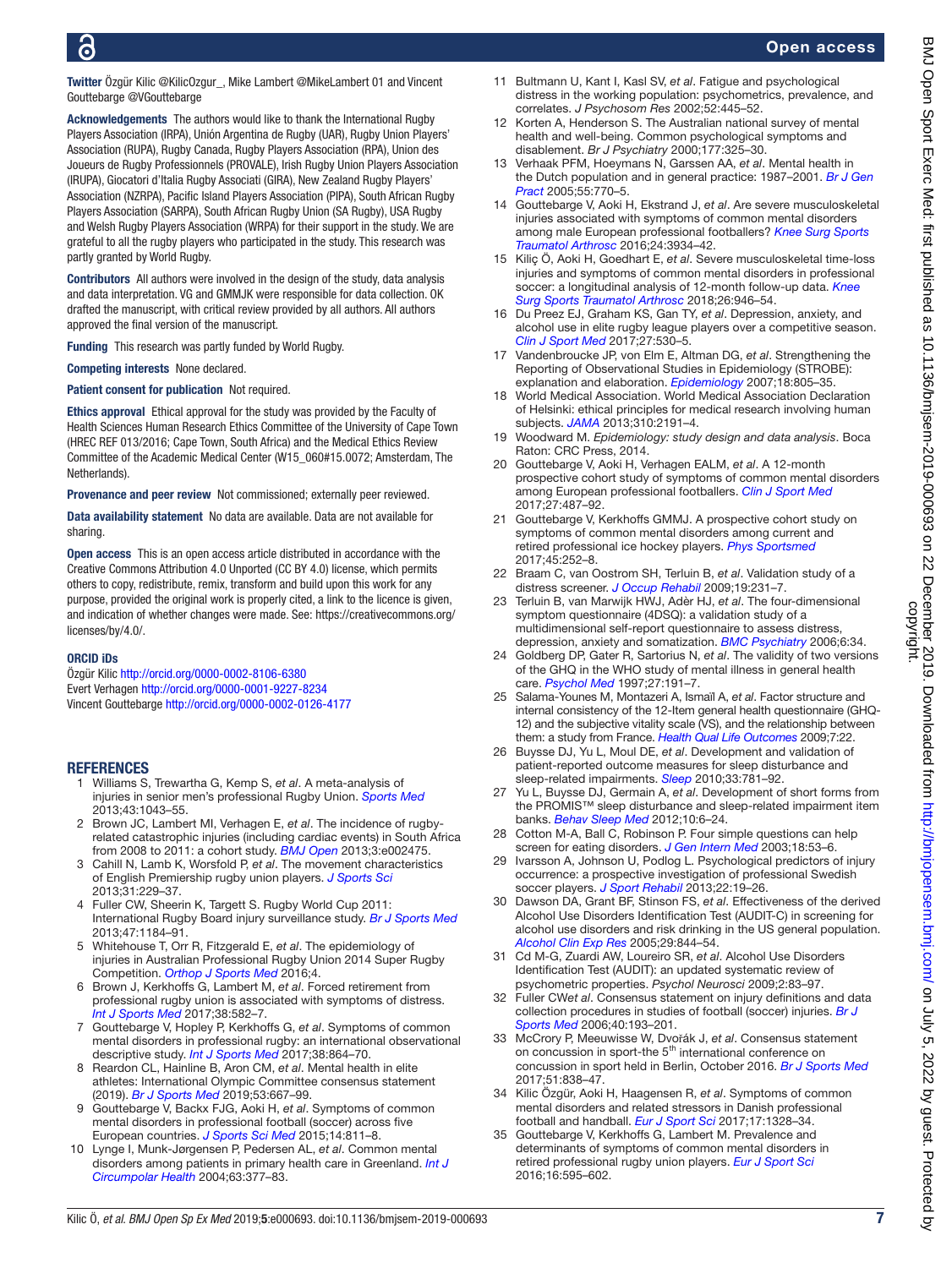**Twitter** Özgür Kilic @KilicOzgur_, Mike Lambert @MikeLambert 01 and Vincent Gouttebarge @VGouttebarge

**Acknowledgements** The authors would like to thank the International Rugby Players Association (IRPA), Unión Argentina de Rugby (UAR), Rugby Union Players' Association (RUPA), Rugby Canada, Rugby Players Association (RPA), Union des Joueurs de Rugby Professionnels (PROVALE), Irish Rugby Union Players Association (IRUPA), Giocatori d'Italia Rugby Associati (GIRA), New Zealand Rugby Players' Association (NZRPA), Pacific Island Players Association (PIPA), South African Rugby Players Association (SARPA), South African Rugby Union (SA Rugby), USA Rugby and Welsh Rugby Players Association (WRPA) for their support in the study. We are grateful to all the rugby players who participated in the study. This research was partly granted by World Rugby.

**Contributors** All authors were involved in the design of the study, data analysis and data interpretation. VG and GMMJK were responsible for data collection. OK drafted the manuscript, with critical review provided by all authors. All authors approved the final version of the manuscript.

**Funding** This research was partly funded by World Rugby.

**Competing interests** None declared.

**Patient consent for publication** Not required.

**Ethics approval** Ethical approval for the study was provided by the Faculty of Health Sciences Human Research Ethics Committee of the University of Cape Town (HREC REF 013/2016; Cape Town, South Africa) and the Medical Ethics Review Committee of the Academic Medical Center (W15_060#15.0072; Amsterdam, The Netherlands).

**Provenance and peer review** Not commissioned; externally peer reviewed.

**Data availability statement** No data are available. Data are not available for sharing.

**Open access** This is an open access article distributed in accordance with the Creative Commons Attribution 4.0 Unported (CC BY 4.0) license, which permits others to copy, redistribute, remix, transform and build upon this work for any purpose, provided the original work is properly cited, a link to the licence is given, and indication of whether changes were made. See: https://creativecommons.org/licenses/by/4.0/.

**ORCID iDs**

Özgür Kilic http://orcid.org/0000-0002-8106-6380
Evert Verhagen http://orcid.org/0000-0001-9227-8234
Vincent Gouttebarge http://orcid.org/0000-0002-0126-4177

## REFERENCES

1. Williams S, Trewartha G, Kemp S, *et al*. A meta-analysis of injuries in senior men's professional Rugby Union. *Sports Med* 2013;43:1043–55.
2. Brown JC, Lambert MI, Verhagen E, *et al*. The incidence of rugby-related catastrophic injuries (including cardiac events) in South Africa from 2008 to 2011: a cohort study. *BMJ Open* 2013;3:e002475.
3. Cahill N, Lamb K, Worsfold P, *et al*. The movement characteristics of English Premiership rugby union players. *J Sports Sci* 2013;31:229–37.
4. Fuller CW, Sheerin K, Targett S. Rugby World Cup 2011: International Rugby Board injury surveillance study. *Br J Sports Med* 2013;47:1184–91.
5. Whitehouse T, Orr R, Fitzgerald E, *et al*. The epidemiology of injuries in Australian Professional Rugby Union 2014 Super Rugby Competition. *Orthop J Sports Med* 2016;4.
6. Brown J, Kerkhoffs G, Lambert M, *et al*. Forced retirement from professional rugby union is associated with symptoms of distress. *Int J Sports Med* 2017;38:582–7.
7. Gouttebarge V, Hopley P, Kerkhoffs G, *et al*. Symptoms of common mental disorders in professional rugby: an international observational descriptive study. *Int J Sports Med* 2017;38:864–70.
8. Reardon CL, Hainline B, Aron CM, *et al*. Mental health in elite athletes: International Olympic Committee consensus statement (2019). *Br J Sports Med* 2019;53:667–99.
9. Gouttebarge V, Backx FJG, Aoki H, *et al*. Symptoms of common mental disorders in professional football (soccer) across five European countries. *J Sports Sci Med* 2015;14:811–8.
10. Lynge I, Munk-Jørgensen P, Pedersen AL, *et al*. Common mental disorders among patients in primary health care in Greenland. *Int J Circumpolar Health* 2004;63:377–83.
11. Bultmann U, Kant I, Kasl SV, *et al*. Fatigue and psychological distress in the working population: psychometrics, prevalence, and correlates. *J Psychosom Res* 2002;52:445–52.
12. Korten A, Henderson S. The Australian national survey of mental health and well-being. Common psychological symptoms and disablement. *Br J Psychiatry* 2000;177:325–30.
13. Verhaak PFM, Hoeymans N, Garssen AA, *et al*. Mental health in the Dutch population and in general practice: 1987–2001. *Br J Gen Pract* 2005;55:770–5.
14. Gouttebarge V, Aoki H, Ekstrand J, *et al*. Are severe musculoskeletal injuries associated with symptoms of common mental disorders among male European professional footballers? *Knee Surg Sports Traumatol Arthrosc* 2016;24:3934–42.
15. Kiliç Ö, Aoki H, Goedhart E, *et al*. Severe musculoskeletal time-loss injuries and symptoms of common mental disorders in professional soccer: a longitudinal analysis of 12-month follow-up data. *Knee Surg Sports Traumatol Arthrosc* 2018;26:946–54.
16. Du Preez EJ, Graham KS, Gan TY, *et al*. Depression, anxiety, and alcohol use in elite rugby league players over a competitive season. *Clin J Sport Med* 2017;27:530–5.
17. Vandenbroucke JP, von Elm E, Altman DG, *et al*. Strengthening the Reporting of Observational Studies in Epidemiology (STROBE): explanation and elaboration. *Epidemiology* 2007;18:805–35.
18. World Medical Association. World Medical Association Declaration of Helsinki: ethical principles for medical research involving human subjects. *JAMA* 2013;310:2191–4.
19. Woodward M. *Epidemiology: study design and data analysis*. Boca Raton: CRC Press, 2014.
20. Gouttebarge V, Aoki H, Verhagen EALM, *et al*. A 12-month prospective cohort study of symptoms of common mental disorders among European professional footballers. *Clin J Sport Med* 2017;27:487–92.
21. Gouttebarge V, Kerkhoffs GMMJ. A prospective cohort study on symptoms of common mental disorders among current and retired professional ice hockey players. *Phys Sportsmed* 2017;45:252–8.
22. Braam C, van Oostrom SH, Terluin B, *et al*. Validation study of a distress screener. *J Occup Rehabil* 2009;19:231–7.
23. Terluin B, van Marwijk HWJ, Adèr HJ, *et al*. The four-dimensional symptom questionnaire (4DSQ): a validation study of a multidimensional self-report questionnaire to assess distress, depression, anxiety and somatization. *BMC Psychiatry* 2006;6:34.
24. Goldberg DP, Gater R, Sartorius N, *et al*. The validity of two versions of the GHQ in the WHO study of mental illness in general health care. *Psychol Med* 1997;27:191–7.
25. Salama-Younes M, Montazeri A, Ismaïl A, *et al*. Factor structure and internal consistency of the 12-Item general health questionnaire (GHQ-12) and the subjective vitality scale (VS), and the relationship between them: a study from France. *Health Qual Life Outcomes* 2009;7:22.
26. Buysse DJ, Yu L, Moul DE, *et al*. Development and validation of patient-reported outcome measures for sleep disturbance and sleep-related impairments. *Sleep* 2010;33:781–92.
27. Yu L, Buysse DJ, Germain A, *et al*. Development of short forms from the PROMIS™ sleep disturbance and sleep-related impairment item banks. *Behav Sleep Med* 2012;10:6–24.
28. Cotton M-A, Ball C, Robinson P. Four simple questions can help screen for eating disorders. *J Gen Intern Med* 2003;18:53–6.
29. Ivarsson A, Johnson U, Podlog L. Psychological predictors of injury occurrence: a prospective investigation of professional Swedish soccer players. *J Sport Rehabil* 2013;22:19–26.
30. Dawson DA, Grant BF, Stinson FS, *et al*. Effectiveness of the derived Alcohol Use Disorders Identification Test (AUDIT-C) in screening for alcohol use disorders and risk drinking in the US general population. *Alcohol Clin Exp Res* 2005;29:844–54.
31. Cd M-G, Zuardi AW, Loureiro SR, *et al*. Alcohol Use Disorders Identification Test (AUDIT): an updated systematic review of psychometric properties. *Psychol Neurosci* 2009;2:83–97.
32. Fuller CW*et al*. Consensus statement on injury definitions and data collection procedures in studies of football (soccer) injuries. *Br J Sports Med* 2006;40:193–201.
33. McCrory P, Meeuwisse W, Dvořák J, *et al*. Consensus statement on concussion in sport-the 5th international conference on concussion in sport held in Berlin, October 2016. *Br J Sports Med* 2017;51:838–47.
34. Kilic Özgür, Aoki H, Haagensen R, *et al*. Symptoms of common mental disorders and related stressors in Danish professional football and handball. *Eur J Sport Sci* 2017;17:1328–34.
35. Gouttebarge V, Kerkhoffs G, Lambert M. Prevalence and determinants of symptoms of common mental disorders in retired professional rugby union players. *Eur J Sport Sci* 2016;16:595–602.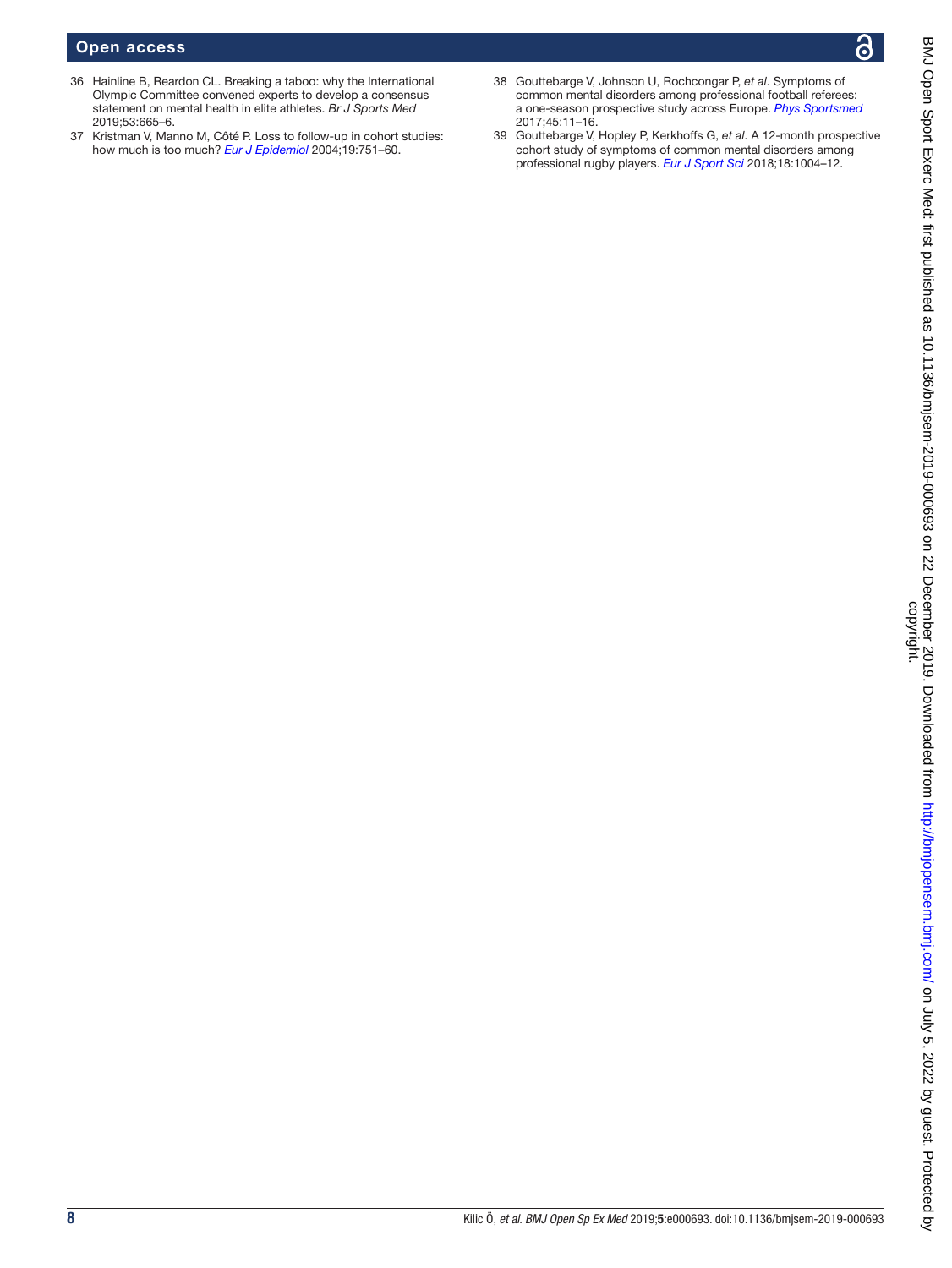36 Hainline B, Reardon CL. Breaking a taboo: why the International Olympic Committee convened experts to develop a consensus statement on mental health in elite athletes. *Br J Sports Med* 2019;53:665–6.

37 Kristman V, Manno M, Côté P. Loss to follow-up in cohort studies: how much is too much? *Eur J Epidemiol* 2004;19:751–60.

38 Gouttebarge V, Johnson U, Rochcongar P, *et al*. Symptoms of common mental disorders among professional football referees: a one-season prospective study across Europe. *Phys Sportsmed* 2017;45:11–16.

39 Gouttebarge V, Hopley P, Kerkhoffs G, *et al*. A 12-month prospective cohort study of symptoms of common mental disorders among professional rugby players. *Eur J Sport Sci* 2018;18:1004–12.